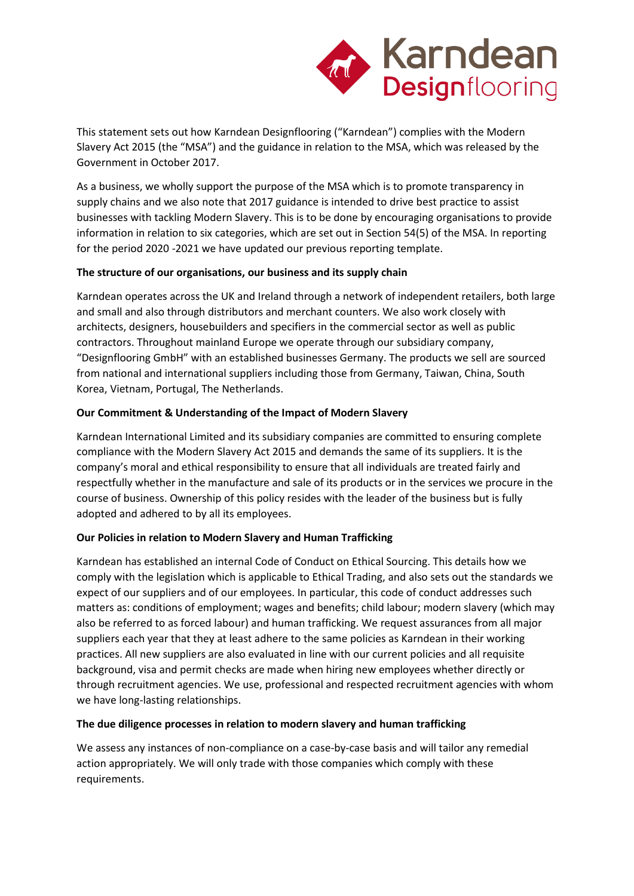This statement sets out how Karndean Designflooring ("Karndean") complies with the Modern Slavery Act 2015 (the "MSA") and the guidance in relation to the MSA, which was released by the Government in October 2017.

As a business, we wholly support the purpose of the MSA which is to promote transparency in supply chains and we also note that 2017 guidance is intended to drive best practice to assist businesses with tackling Modern Slavery. This is to be done by encouraging organisations to provide information in relation to six categories, which are set out in Section 54(5) of the MSA. In reporting for the period 2020 -2021 we have updated our previous reporting template.

**The structure of our organisations, our business and its supply chain**

Karndean operates across the UK and Ireland through a network of independent retailers, both large and small and also through distributors and merchant counters. We also work closely with architects, designers, housebuilders and specifiers in the commercial sector as well as public contractors. Throughout mainland Europe we operate through our subsidiary company, "Designflooring GmbH" with an established businesses Germany. The products we sell are sourced from national and international suppliers including those from Germany, Taiwan, China, South Korea, Vietnam, Portugal, The Netherlands.

**Our Commitment & Understanding of the Impact of Modern Slavery**

Karndean International Limited and its subsidiary companies are committed to ensuring complete compliance with the Modern Slavery Act 2015 and demands the same of its suppliers. It is the company's moral and ethical responsibility to ensure that all individuals are treated fairly and respectfully whether in the manufacture and sale of its products or in the services we procure in the course of business. Ownership of this policy resides with the leader of the business but is fully adopted and adhered to by all its employees.

**Our Policies in relation to Modern Slavery and Human Trafficking**

Karndean has established an internal Code of Conduct on Ethical Sourcing. This details how we comply with the legislation which is applicable to Ethical Trading, and also sets out the standards we expect of our suppliers and of our employees. In particular, this code of conduct addresses such matters as: conditions of employment; wages and benefits; child labour; modern slavery (which may also be referred to as forced labour) and human trafficking. We request assurances from all major suppliers each year that they at least adhere to the same policies as Karndean in their working practices. All new suppliers are also evaluated in line with our current policies and all requisite background, visa and permit checks are made when hiring new employees whether directly or through recruitment agencies. We use, professional and respected recruitment agencies with whom we have long-lasting relationships.

**The due diligence processes in relation to modern slavery and human trafficking**

We assess any instances of non-compliance on a case-by-case basis and will tailor any remedial action appropriately. We will only trade with those companies which comply with these requirements.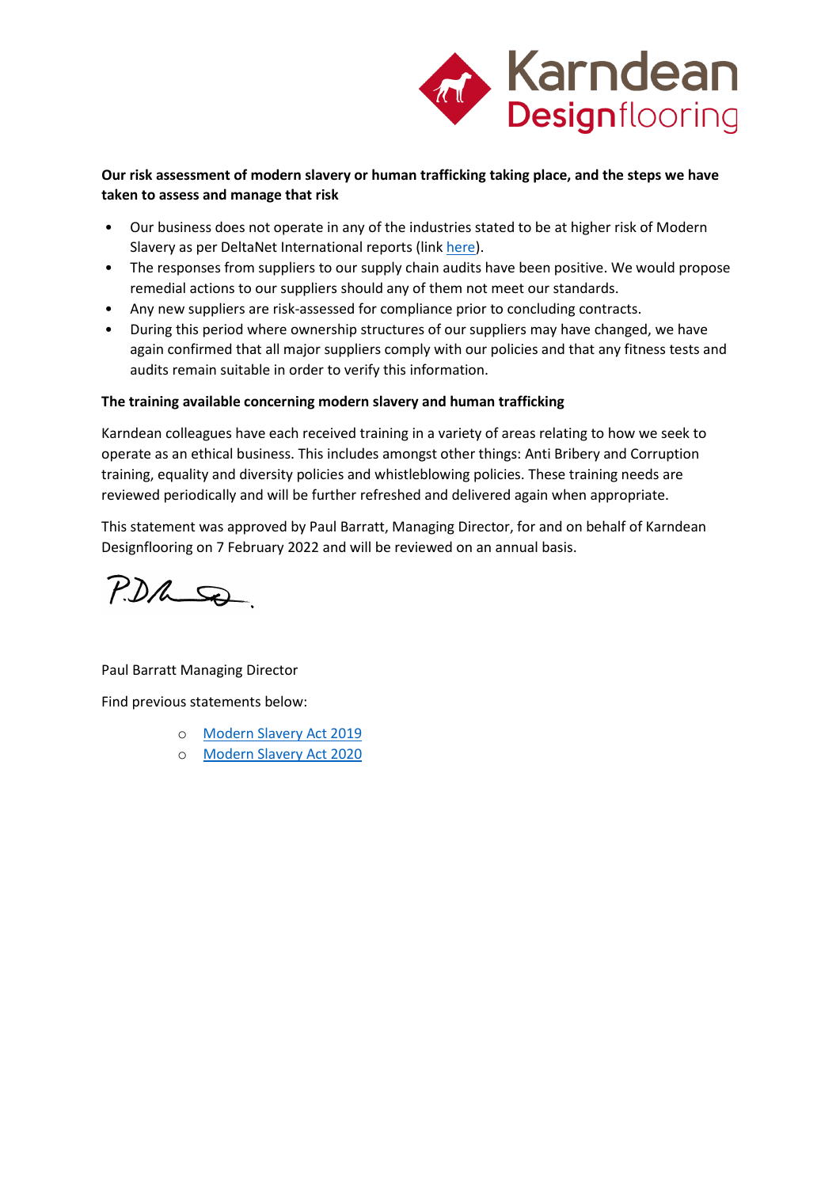**Our risk assessment of modern slavery or human trafficking taking place, and the steps we have taken to assess and manage that risk**

- Our business does not operate in any of the industries stated to be at higher risk of Modern Slavery as per DeltaNet International reports (link here).
- The responses from suppliers to our supply chain audits have been positive. We would propose remedial actions to our suppliers should any of them not meet our standards.
- Any new suppliers are risk-assessed for compliance prior to concluding contracts.
- During this period where ownership structures of our suppliers may have changed, we have again confirmed that all major suppliers comply with our policies and that any fitness tests and audits remain suitable in order to verify this information.

**The training available concerning modern slavery and human trafficking**

Karndean colleagues have each received training in a variety of areas relating to how we seek to operate as an ethical business. This includes amongst other things: Anti Bribery and Corruption training, equality and diversity policies and whistleblowing policies. These training needs are reviewed periodically and will be further refreshed and delivered again when appropriate.

This statement was approved by Paul Barratt, Managing Director, for and on behalf of Karndean Designflooring on 7 February 2022 and will be reviewed on an annual basis.

Paul Barratt Managing Director

Find previous statements below:

- Modern Slavery Act 2019
- Modern Slavery Act 2020